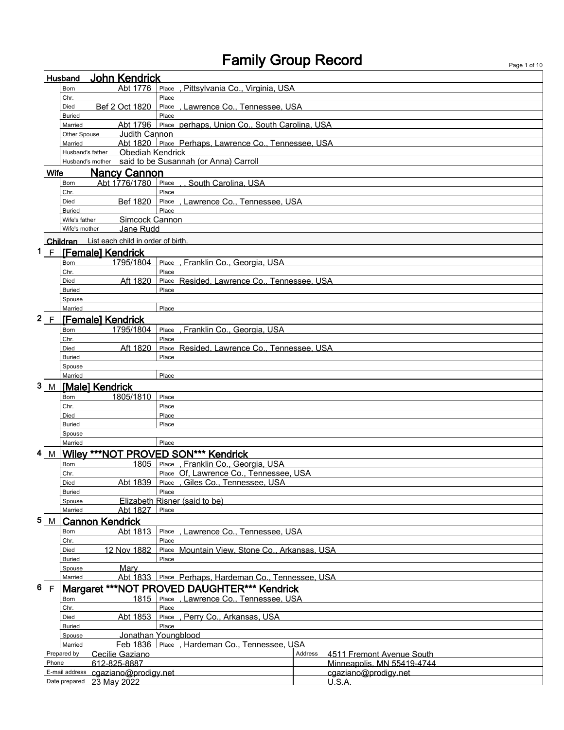# Family Group Record

## Husband: John Kendrick

| | Date | Place |
|---|---|---|
| Born | Abt 1776 | , Pittsylvania Co., Virginia, USA |
| Chr. | | |
| Died | Bef 2 Oct 1820 | , Lawrence Co., Tennessee, USA |
| Buried | | |
| Married | Abt 1796 | perhaps, Union Co., South Carolina, USA |
| Other Spouse | Judith Cannon | |
| Married | Abt 1820 | Perhaps, Lawrence Co., Tennessee, USA |
| Husband's father | Obediah Kendrick | |
| Husband's mother | said to be Susannah (or Anna) Carroll | |

## Wife: Nancy Cannon

| | Date | Place |
|---|---|---|
| Born | Abt 1776/1780 | , , South Carolina, USA |
| Chr. | | |
| Died | Bef 1820 | , Lawrence Co., Tennessee, USA |
| Buried | | |
| Wife's father | Simcock Cannon | |
| Wife's mother | Jane Rudd | |

## Children

List each child in order of birth.

### 1 F [Female] Kendrick

| | Date | Place |
|---|---|---|
| Born | 1795/1804 | , Franklin Co., Georgia, USA |
| Chr. | | |
| Died | Aft 1820 | Resided, Lawrence Co., Tennessee, USA |
| Buried | | |
| Spouse | | |
| Married | | |

### 2 F [Female] Kendrick

| | Date | Place |
|---|---|---|
| Born | 1795/1804 | , Franklin Co., Georgia, USA |
| Chr. | | |
| Died | Aft 1820 | Resided, Lawrence Co., Tennessee, USA |
| Buried | | |
| Spouse | | |
| Married | | |

### 3 M [Male] Kendrick

| | Date | Place |
|---|---|---|
| Born | 1805/1810 | |
| Chr. | | |
| Died | | |
| Buried | | |
| Spouse | | |
| Married | | |

### 4 M Wiley ***NOT PROVED SON*** Kendrick

| | Date | Place |
|---|---|---|
| Born | 1805 | , Franklin Co., Georgia, USA |
| Chr. | | Of, Lawrence Co., Tennessee, USA |
| Died | Abt 1839 | , Giles Co., Tennessee, USA |
| Buried | | |
| Spouse | Elizabeth Risner (said to be) | |
| Married | Abt 1827 | |

### 5 M Cannon Kendrick

| | Date | Place |
|---|---|---|
| Born | Abt 1813 | , Lawrence Co., Tennessee, USA |
| Chr. | | |
| Died | 12 Nov 1882 | Mountain View, Stone Co., Arkansas, USA |
| Buried | | |
| Spouse | Mary | |
| Married | Abt 1833 | Perhaps, Hardeman Co., Tennessee, USA |

### 6 F Margaret ***NOT PROVED DAUGHTER*** Kendrick

| | Date | Place |
|---|---|---|
| Born | 1815 | , Lawrence Co., Tennessee, USA |
| Chr. | | |
| Died | Abt 1853 | , Perry Co., Arkansas, USA |
| Buried | | |
| Spouse | Jonathan Youngblood | |
| Married | Feb 1836 | , Hardeman Co., Tennessee, USA |

| | | | |
|---|---|---|---|
| Prepared by | Cecilie Gaziano | Address | 4511 Fremont Avenue South |
| Phone | 612-825-8887 | | Minneapolis, MN 55419-4744 |
| E-mail address | cgaziano@prodigy.net | | cgaziano@prodigy.net |
| Date prepared | 23 May 2022 | | U.S.A. |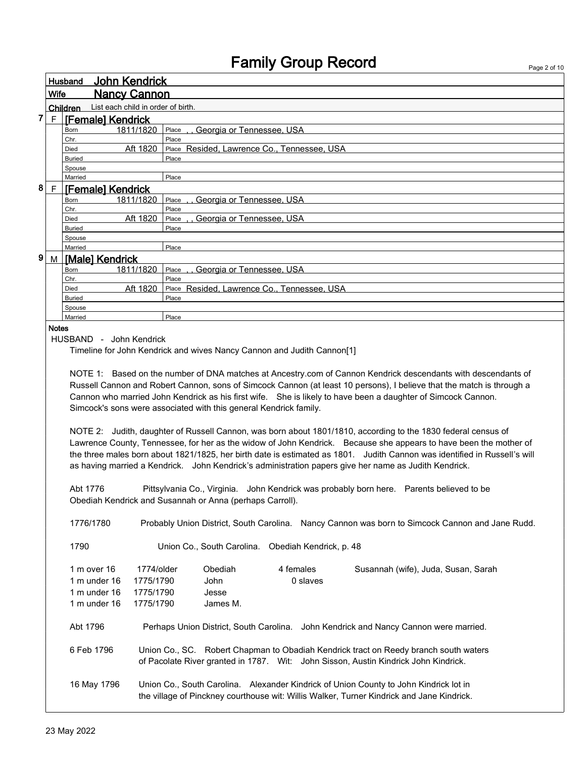# Family Group Record

**Husband** John Kendrick

**Wife** Nancy Cannon

**Children** List each child in order of birth.

**7** F **[Female] Kendrick**

| | | |
|---|---|---|
| Born | 1811/1820 | Place , , Georgia or Tennessee, USA |
| Chr. | | Place |
| Died | Aft 1820 | Place Resided, Lawrence Co., Tennessee, USA |
| Buried | | Place |
| Spouse | | |
| Married | | Place |

**8** F **[Female] Kendrick**

| | | |
|---|---|---|
| Born | 1811/1820 | Place , , Georgia or Tennessee, USA |
| Chr. | | Place |
| Died | Aft 1820 | Place , , Georgia or Tennessee, USA |
| Buried | | Place |
| Spouse | | |
| Married | | Place |

**9** M **[Male] Kendrick**

| | | |
|---|---|---|
| Born | 1811/1820 | Place , , Georgia or Tennessee, USA |
| Chr. | | Place |
| Died | Aft 1820 | Place Resided, Lawrence Co., Tennessee, USA |
| Buried | | Place |
| Spouse | | |
| Married | | Place |

**Notes**

HUSBAND - John Kendrick

Timeline for John Kendrick and wives Nancy Cannon and Judith Cannon[1]

NOTE 1: Based on the number of DNA matches at Ancestry.com of Cannon Kendrick descendants with descendants of Russell Cannon and Robert Cannon, sons of Simcock Cannon (at least 10 persons), I believe that the match is through a Cannon who married John Kendrick as his first wife. She is likely to have been a daughter of Simcock Cannon. Simcock's sons were associated with this general Kendrick family.

NOTE 2: Judith, daughter of Russell Cannon, was born about 1801/1810, according to the 1830 federal census of Lawrence County, Tennessee, for her as the widow of John Kendrick. Because she appears to have been the mother of the three males born about 1821/1825, her birth date is estimated as 1801. Judith Cannon was identified in Russell's will as having married a Kendrick. John Kendrick's administration papers give her name as Judith Kendrick.

Abt 1776 Pittsylvania Co., Virginia. John Kendrick was probably born here. Parents believed to be Obediah Kendrick and Susannah or Anna (perhaps Carroll).

1776/1780 Probably Union District, South Carolina. Nancy Cannon was born to Simcock Cannon and Jane Rudd.

1790 Union Co., South Carolina. Obediah Kendrick, p. 48

| | | | | |
|---|---|---|---|---|
| 1 m over 16 | 1774/older | Obediah | 4 females | Susannah (wife), Juda, Susan, Sarah |
| 1 m under 16 | 1775/1790 | John | 0 slaves | |
| 1 m under 16 | 1775/1790 | Jesse | | |
| 1 m under 16 | 1775/1790 | James M. | | |

Abt 1796 Perhaps Union District, South Carolina. John Kendrick and Nancy Cannon were married.

6 Feb 1796 Union Co., SC. Robert Chapman to Obadiah Kendrick tract on Reedy branch south waters of Pacolate River granted in 1787. Wit: John Sisson, Austin Kindrick John Kindrick.

16 May 1796 Union Co., South Carolina. Alexander Kindrick of Union County to John Kindrick lot in the village of Pinckney courthouse wit: Willis Walker, Turner Kindrick and Jane Kindrick.

23 May 2022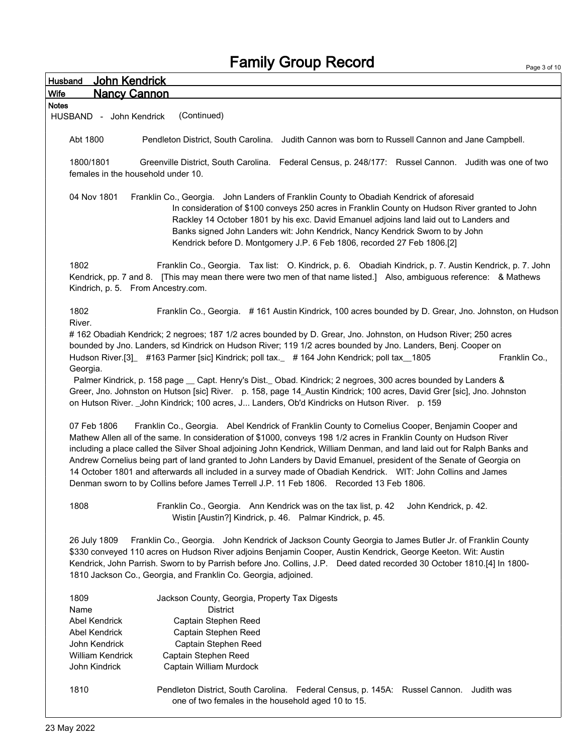# Family Group Record

**Husband** **John Kendrick**

**Wife** **Nancy Cannon**

**Notes**

HUSBAND - John Kendrick (Continued)

Abt 1800 Pendleton District, South Carolina. Judith Cannon was born to Russell Cannon and Jane Campbell.

1800/1801 Greenville District, South Carolina. Federal Census, p. 248/177: Russel Cannon. Judith was one of two females in the household under 10.

04 Nov 1801 Franklin Co., Georgia. John Landers of Franklin County to Obadiah Kendrick of aforesaid In consideration of $100 conveys 250 acres in Franklin County on Hudson River granted to John Rackley 14 October 1801 by his exc. David Emanuel adjoins land laid out to Landers and Banks signed John Landers wit: John Kendrick, Nancy Kendrick Sworn to by John Kendrick before D. Montgomery J.P. 6 Feb 1806, recorded 27 Feb 1806.[2]

1802 Franklin Co., Georgia. Tax list: O. Kindrick, p. 6. Obadiah Kindrick, p. 7. Austin Kendrick, p. 7. John Kendrick, pp. 7 and 8. [This may mean there were two men of that name listed.] Also, ambiguous reference: & Mathews Kindrich, p. 5. From Ancestry.com.

1802 Franklin Co., Georgia. # 161 Austin Kindrick, 100 acres bounded by D. Grear, Jno. Johnston, on Hudson River.
# 162 Obadiah Kendrick; 2 negroes; 187 1/2 acres bounded by D. Grear, Jno. Johnston, on Hudson River; 250 acres bounded by Jno. Landers, sd Kindrick on Hudson River; 119 1/2 acres bounded by Jno. Landers, Benj. Cooper on Hudson River.[3]_ #163 Parmer [sic] Kindrick; poll tax._ # 164 John Kendrick; poll tax__1805 Franklin Co., Georgia.
Palmer Kindrick, p. 158 page __ Capt. Henry's Dist._ Obad. Kindrick; 2 negroes, 300 acres bounded by Landers & Greer, Jno. Johnston on Hutson [sic] River. p. 158, page 14_Austin Kindrick; 100 acres, David Grer [sic], Jno. Johnston on Hutson River. _John Kindrick; 100 acres, J... Landers, Ob'd Kindricks on Hutson River. p. 159

07 Feb 1806 Franklin Co., Georgia. Abel Kendrick of Franklin County to Cornelius Cooper, Benjamin Cooper and Mathew Allen all of the same. In consideration of $1000, conveys 198 1/2 acres in Franklin County on Hudson River including a place called the Silver Shoal adjoining John Kendrick, William Denman, and land laid out for Ralph Banks and Andrew Cornelius being part of land granted to John Landers by David Emanuel, president of the Senate of Georgia on 14 October 1801 and afterwards all included in a survey made of Obadiah Kendrick. WIT: John Collins and James Denman sworn to by Collins before James Terrell J.P. 11 Feb 1806. Recorded 13 Feb 1806.

1808 Franklin Co., Georgia. Ann Kendrick was on the tax list, p. 42 John Kendrick, p. 42. Wistin [Austin?] Kindrick, p. 46. Palmar Kindrick, p. 45.

26 July 1809 Franklin Co., Georgia. John Kendrick of Jackson County Georgia to James Butler Jr. of Franklin County $330 conveyed 110 acres on Hudson River adjoins Benjamin Cooper, Austin Kendrick, George Keeton. Wit: Austin Kendrick, John Parrish. Sworn to by Parrish before Jno. Collins, J.P. Deed dated recorded 30 October 1810.[4] In 1800-1810 Jackson Co., Georgia, and Franklin Co. Georgia, adjoined.

1809 Jackson County, Georgia, Property Tax Digests

| Name | District |
|---|---|
| Abel Kendrick | Captain Stephen Reed |
| Abel Kendrick | Captain Stephen Reed |
| John Kendrick | Captain Stephen Reed |
| William Kendrick | Captain Stephen Reed |
| John Kindrick | Captain William Murdock |

1810 Pendleton District, South Carolina. Federal Census, p. 145A: Russel Cannon. Judith was one of two females in the household aged 10 to 15.

23 May 2022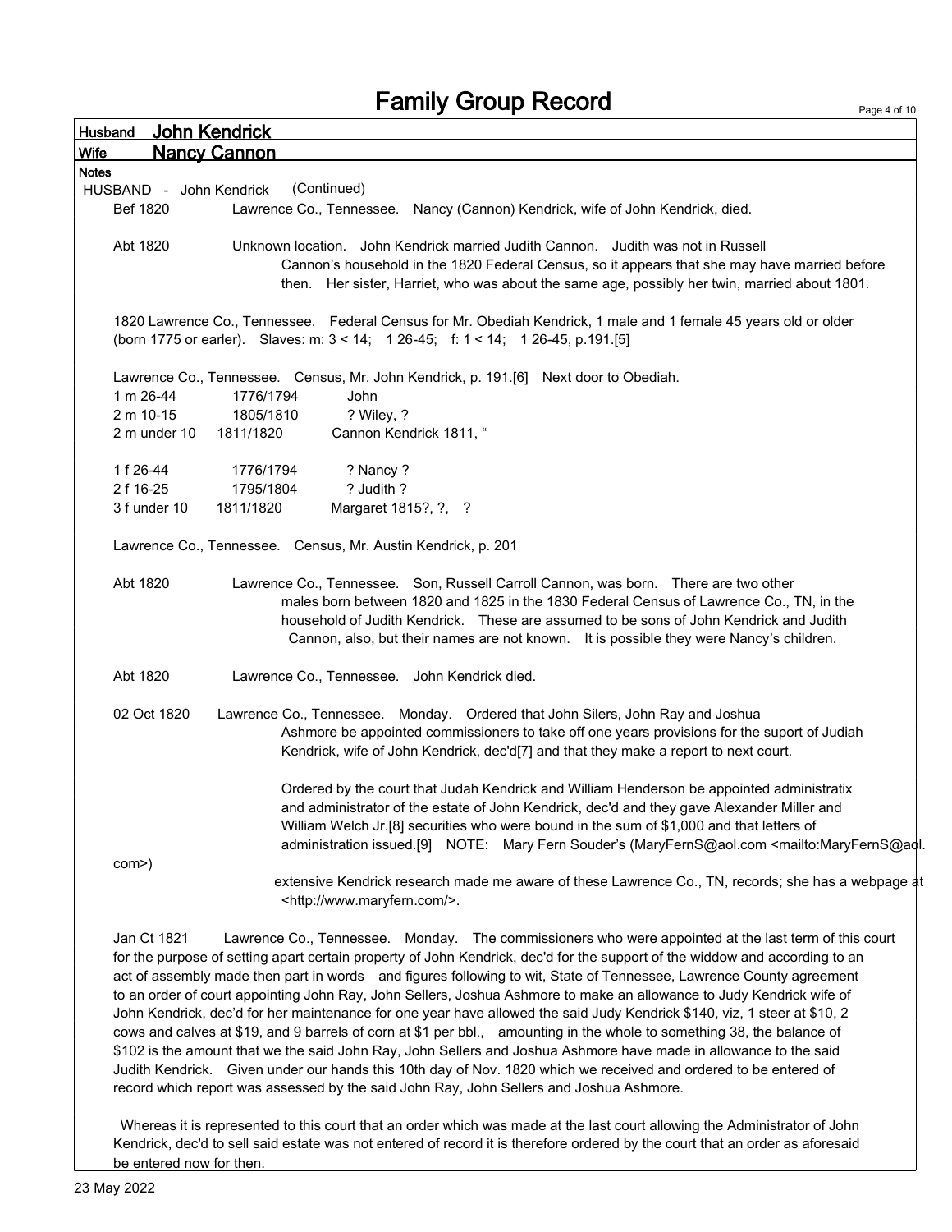# Family Group Record

**Husband** John Kendrick

**Wife** Nancy Cannon

**Notes**

HUSBAND - John Kendrick (Continued)

Bef 1820 Lawrence Co., Tennessee. Nancy (Cannon) Kendrick, wife of John Kendrick, died.

Abt 1820 Unknown location. John Kendrick married Judith Cannon. Judith was not in Russell Cannon's household in the 1820 Federal Census, so it appears that she may have married before then. Her sister, Harriet, who was about the same age, possibly her twin, married about 1801.

1820 Lawrence Co., Tennessee. Federal Census for Mr. Obediah Kendrick, 1 male and 1 female 45 years old or older (born 1775 or earler). Slaves: m: 3 < 14; 1 26-45; f: 1 < 14; 1 26-45, p.191.[5]

Lawrence Co., Tennessee. Census, Mr. John Kendrick, p. 191.[6] Next door to Obediah.

| | | |
|---|---|---|
| 1 m 26-44 | 1776/1794 | John |
| 2 m 10-15 | 1805/1810 | ? Wiley, ? |
| 2 m under 10 | 1811/1820 | Cannon Kendrick 1811, " |
| | | |
| 1 f 26-44 | 1776/1794 | ? Nancy ? |
| 2 f 16-25 | 1795/1804 | ? Judith ? |
| 3 f under 10 | 1811/1820 | Margaret 1815?, ?, ? |

Lawrence Co., Tennessee. Census, Mr. Austin Kendrick, p. 201

Abt 1820 Lawrence Co., Tennessee. Son, Russell Carroll Cannon, was born. There are two other males born between 1820 and 1825 in the 1830 Federal Census of Lawrence Co., TN, in the household of Judith Kendrick. These are assumed to be sons of John Kendrick and Judith Cannon, also, but their names are not known. It is possible they were Nancy's children.

Abt 1820 Lawrence Co., Tennessee. John Kendrick died.

02 Oct 1820 Lawrence Co., Tennessee. Monday. Ordered that John Silers, John Ray and Joshua Ashmore be appointed commissioners to take off one years provisions for the suport of Judiah Kendrick, wife of John Kendrick, dec'd[7] and that they make a report to next court.

Ordered by the court that Judah Kendrick and William Henderson be appointed administratix and administrator of the estate of John Kendrick, dec'd and they gave Alexander Miller and William Welch Jr.[8] securities who were bound in the sum of $1,000 and that letters of administration issued.[9] NOTE: Mary Fern Souder's (MaryFernS@aol.com <mailto:MaryFernS@aol.com>) extensive Kendrick research made me aware of these Lawrence Co., TN, records; she has a webpage at <http://www.maryfern.com/>.

Jan Ct 1821 Lawrence Co., Tennessee. Monday. The commissioners who were appointed at the last term of this court for the purpose of setting apart certain property of John Kendrick, dec'd for the support of the widdow and according to an act of assembly made then part in words and figures following to wit, State of Tennessee, Lawrence County agreement to an order of court appointing John Ray, John Sellers, Joshua Ashmore to make an allowance to Judy Kendrick wife of John Kendrick, dec'd for her maintenance for one year have allowed the said Judy Kendrick $140, viz, 1 steer at $10, 2 cows and calves at $19, and 9 barrels of corn at $1 per bbl., amounting in the whole to something 38, the balance of $102 is the amount that we the said John Ray, John Sellers and Joshua Ashmore have made in allowance to the said Judith Kendrick. Given under our hands this 10th day of Nov. 1820 which we received and ordered to be entered of record which report was assessed by the said John Ray, John Sellers and Joshua Ashmore.

Whereas it is represented to this court that an order which was made at the last court allowing the Administrator of John Kendrick, dec'd to sell said estate was not entered of record it is therefore ordered by the court that an order as aforesaid be entered now for then.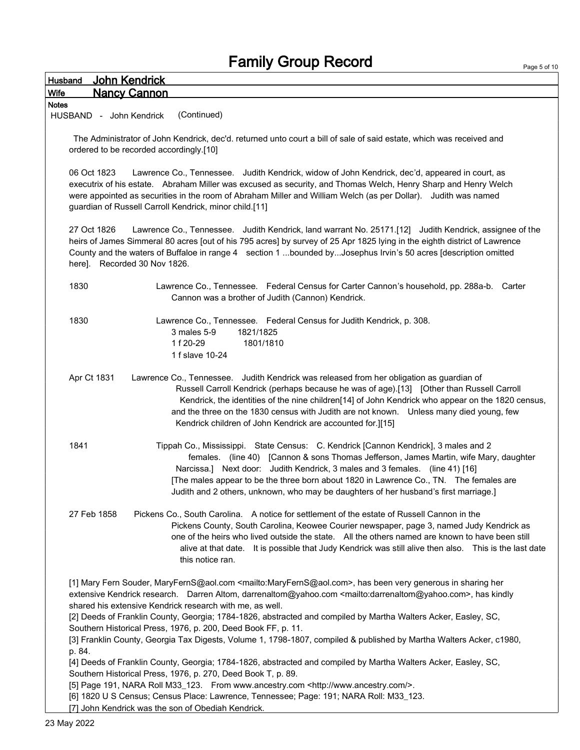# Family Group Record

**Husband** John Kendrick

**Wife** Nancy Cannon

**Notes**

HUSBAND - John Kendrick (Continued)

The Administrator of John Kendrick, dec'd. returned unto court a bill of sale of said estate, which was received and ordered to be recorded accordingly.[10]

06 Oct 1823 Lawrence Co., Tennessee. Judith Kendrick, widow of John Kendrick, dec'd, appeared in court, as executrix of his estate. Abraham Miller was excused as security, and Thomas Welch, Henry Sharp and Henry Welch were appointed as securities in the room of Abraham Miller and William Welch (as per Dollar). Judith was named guardian of Russell Carroll Kendrick, minor child.[11]

27 Oct 1826 Lawrence Co., Tennessee. Judith Kendrick, land warrant No. 25171.[12] Judith Kendrick, assignee of the heirs of James Simmeral 80 acres [out of his 795 acres] by survey of 25 Apr 1825 lying in the eighth district of Lawrence County and the waters of Buffaloe in range 4 section 1 ...bounded by...Josephus Irvin's 50 acres [description omitted here]. Recorded 30 Nov 1826.

1830 Lawrence Co., Tennessee. Federal Census for Carter Cannon's household, pp. 288a-b. Carter Cannon was a brother of Judith (Cannon) Kendrick.

1830 Lawrence Co., Tennessee. Federal Census for Judith Kendrick, p. 308.
3 males 5-9 1821/1825
1 f 20-29 1801/1810
1 f slave 10-24

Apr Ct 1831 Lawrence Co., Tennessee. Judith Kendrick was released from her obligation as guardian of Russell Carroll Kendrick (perhaps because he was of age).[13] [Other than Russell Carroll Kendrick, the identities of the nine children[14] of John Kendrick who appear on the 1820 census, and the three on the 1830 census with Judith are not known. Unless many died young, few Kendrick children of John Kendrick are accounted for.][15]

1841 Tippah Co., Mississippi. State Census: C. Kendrick [Cannon Kendrick], 3 males and 2 females. (line 40) [Cannon & sons Thomas Jefferson, James Martin, wife Mary, daughter Narcissa.] Next door: Judith Kendrick, 3 males and 3 females. (line 41) [16] [The males appear to be the three born about 1820 in Lawrence Co., TN. The females are Judith and 2 others, unknown, who may be daughters of her husband's first marriage.]

27 Feb 1858 Pickens Co., South Carolina. A notice for settlement of the estate of Russell Cannon in the Pickens County, South Carolina, Keowee Courier newspaper, page 3, named Judy Kendrick as one of the heirs who lived outside the state. All the others named are known to have been still alive at that date. It is possible that Judy Kendrick was still alive then also. This is the last date this notice ran.

[1] Mary Fern Souder, MaryFernS@aol.com <mailto:MaryFernS@aol.com>, has been very generous in sharing her extensive Kendrick research. Darren Altom, darrenaltom@yahoo.com <mailto:darrenaltom@yahoo.com>, has kindly shared his extensive Kendrick research with me, as well.
[2] Deeds of Franklin County, Georgia; 1784-1826, abstracted and compiled by Martha Walters Acker, Easley, SC, Southern Historical Press, 1976, p. 200, Deed Book FF, p. 11.
[3] Franklin County, Georgia Tax Digests, Volume 1, 1798-1807, compiled & published by Martha Walters Acker, c1980, p. 84.
[4] Deeds of Franklin County, Georgia; 1784-1826, abstracted and compiled by Martha Walters Acker, Easley, SC, Southern Historical Press, 1976, p. 270, Deed Book T, p. 89.
[5] Page 191, NARA Roll M33_123. From www.ancestry.com <http://www.ancestry.com/>.
[6] 1820 U S Census; Census Place: Lawrence, Tennessee; Page: 191; NARA Roll: M33_123.
[7] John Kendrick was the son of Obediah Kendrick.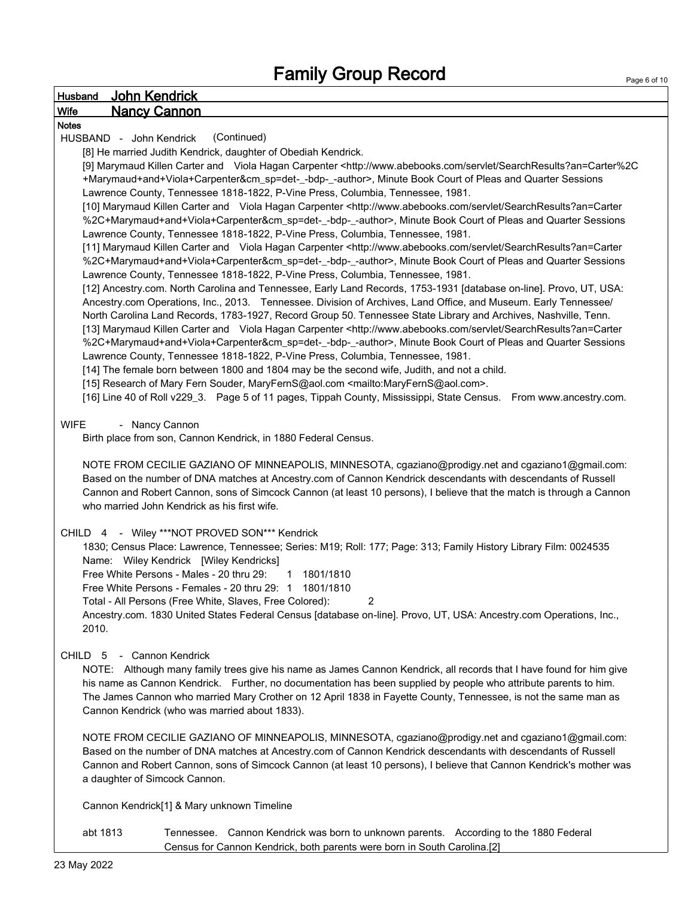# Family Group Record

**Husband** John Kendrick

**Wife** Nancy Cannon

**Notes**

HUSBAND - John Kendrick (Continued)

[8] He married Judith Kendrick, daughter of Obediah Kendrick.

[9] Marymaud Killen Carter and Viola Hagan Carpenter <http://www.abebooks.com/servlet/SearchResults?an=Carter%2C+Marymaud+and+Viola+Carpenter&cm_sp=det-_-bdp-_-author>, Minute Book Court of Pleas and Quarter Sessions Lawrence County, Tennessee 1818-1822, P-Vine Press, Columbia, Tennessee, 1981.

[10] Marymaud Killen Carter and Viola Hagan Carpenter <http://www.abebooks.com/servlet/SearchResults?an=Carter%2C+Marymaud+and+Viola+Carpenter&cm_sp=det-_-bdp-_-author>, Minute Book Court of Pleas and Quarter Sessions Lawrence County, Tennessee 1818-1822, P-Vine Press, Columbia, Tennessee, 1981.

[11] Marymaud Killen Carter and Viola Hagan Carpenter <http://www.abebooks.com/servlet/SearchResults?an=Carter%2C+Marymaud+and+Viola+Carpenter&cm_sp=det-_-bdp-_-author>, Minute Book Court of Pleas and Quarter Sessions Lawrence County, Tennessee 1818-1822, P-Vine Press, Columbia, Tennessee, 1981.

[12] Ancestry.com. North Carolina and Tennessee, Early Land Records, 1753-1931 [database on-line]. Provo, UT, USA: Ancestry.com Operations, Inc., 2013. Tennessee. Division of Archives, Land Office, and Museum. Early Tennessee/ North Carolina Land Records, 1783-1927, Record Group 50. Tennessee State Library and Archives, Nashville, Tenn.

[13] Marymaud Killen Carter and Viola Hagan Carpenter <http://www.abebooks.com/servlet/SearchResults?an=Carter%2C+Marymaud+and+Viola+Carpenter&cm_sp=det-_-bdp-_-author>, Minute Book Court of Pleas and Quarter Sessions Lawrence County, Tennessee 1818-1822, P-Vine Press, Columbia, Tennessee, 1981.

[14] The female born between 1800 and 1804 may be the second wife, Judith, and not a child.

[15] Research of Mary Fern Souder, MaryFernS@aol.com <mailto:MaryFernS@aol.com>.

[16] Line 40 of Roll v229_3. Page 5 of 11 pages, Tippah County, Mississippi, State Census. From www.ancestry.com.

WIFE - Nancy Cannon

Birth place from son, Cannon Kendrick, in 1880 Federal Census.

NOTE FROM CECILIE GAZIANO OF MINNEAPOLIS, MINNESOTA, cgaziano@prodigy.net and cgaziano1@gmail.com: Based on the number of DNA matches at Ancestry.com of Cannon Kendrick descendants with descendants of Russell Cannon and Robert Cannon, sons of Simcock Cannon (at least 10 persons), I believe that the match is through a Cannon who married John Kendrick as his first wife.

CHILD 4 - Wiley ***NOT PROVED SON*** Kendrick

1830; Census Place: Lawrence, Tennessee; Series: M19; Roll: 177; Page: 313; Family History Library Film: 0024535

Name: Wiley Kendrick [Wiley Kendricks]

Free White Persons - Males - 20 thru 29: 1 1801/1810

Free White Persons - Females - 20 thru 29: 1 1801/1810

Total - All Persons (Free White, Slaves, Free Colored): 2

Ancestry.com. 1830 United States Federal Census [database on-line]. Provo, UT, USA: Ancestry.com Operations, Inc., 2010.

CHILD 5 - Cannon Kendrick

NOTE: Although many family trees give his name as James Cannon Kendrick, all records that I have found for him give his name as Cannon Kendrick. Further, no documentation has been supplied by people who attribute parents to him. The James Cannon who married Mary Crother on 12 April 1838 in Fayette County, Tennessee, is not the same man as Cannon Kendrick (who was married about 1833).

NOTE FROM CECILIE GAZIANO OF MINNEAPOLIS, MINNESOTA, cgaziano@prodigy.net and cgaziano1@gmail.com: Based on the number of DNA matches at Ancestry.com of Cannon Kendrick descendants with descendants of Russell Cannon and Robert Cannon, sons of Simcock Cannon (at least 10 persons), I believe that Cannon Kendrick's mother was a daughter of Simcock Cannon.

Cannon Kendrick[1] & Mary unknown Timeline

abt 1813 Tennessee. Cannon Kendrick was born to unknown parents. According to the 1880 Federal Census for Cannon Kendrick, both parents were born in South Carolina.[2]

23 May 2022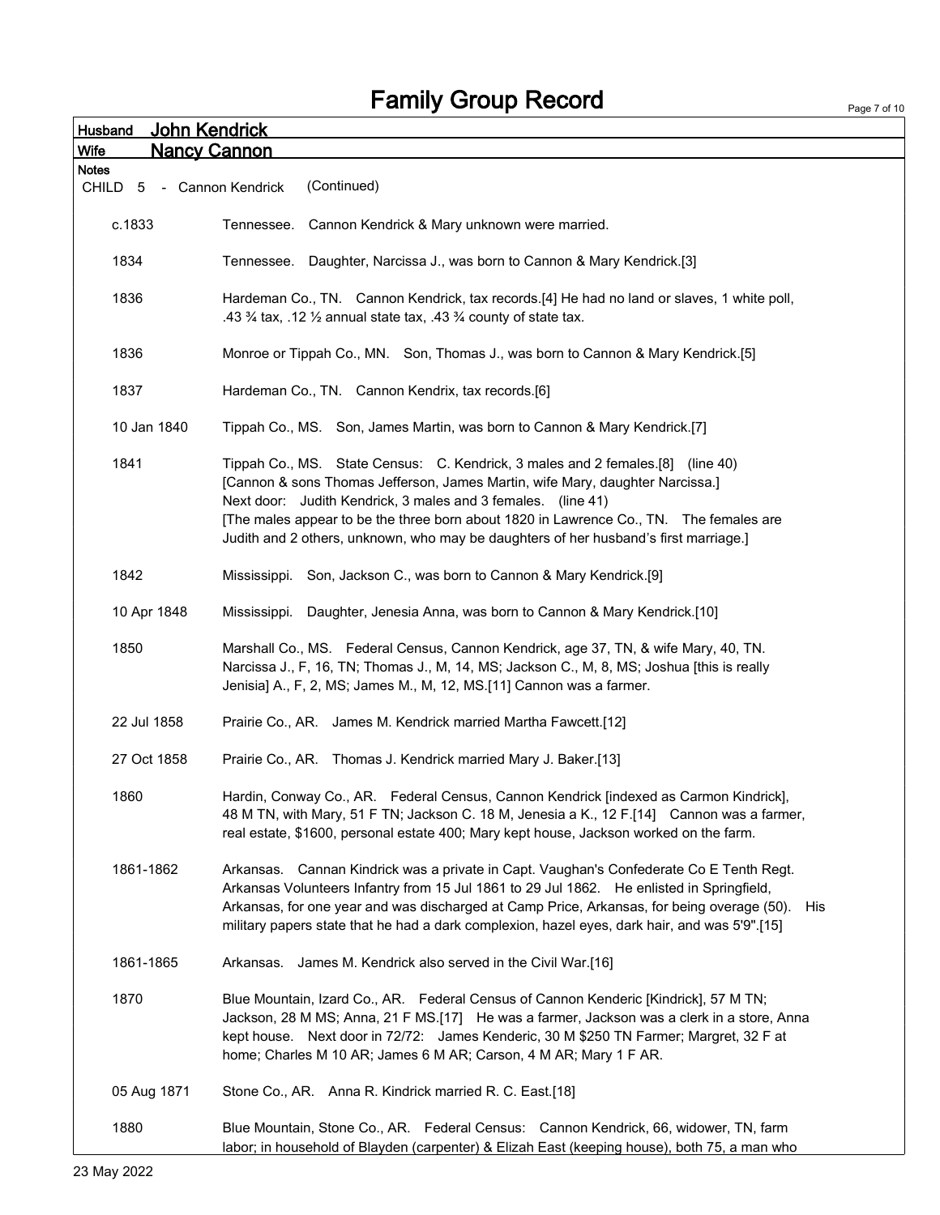# Family Group Record

**Husband** John Kendrick

**Wife** Nancy Cannon

**Notes**

CHILD 5 - Cannon Kendrick (Continued)

| | |
|---|---|
| c.1833 | Tennessee. Cannon Kendrick & Mary unknown were married. |
| 1834 | Tennessee. Daughter, Narcissa J., was born to Cannon & Mary Kendrick.[3] |
| 1836 | Hardeman Co., TN. Cannon Kendrick, tax records.[4] He had no land or slaves, 1 white poll, .43 ¾ tax, .12 ½ annual state tax, .43 ¾ county of state tax. |
| 1836 | Monroe or Tippah Co., MN. Son, Thomas J., was born to Cannon & Mary Kendrick.[5] |
| 1837 | Hardeman Co., TN. Cannon Kendrix, tax records.[6] |
| 10 Jan 1840 | Tippah Co., MS. Son, James Martin, was born to Cannon & Mary Kendrick.[7] |
| 1841 | Tippah Co., MS. State Census: C. Kendrick, 3 males and 2 females.[8] (line 40) [Cannon & sons Thomas Jefferson, James Martin, wife Mary, daughter Narcissa.] Next door: Judith Kendrick, 3 males and 3 females. (line 41) [The males appear to be the three born about 1820 in Lawrence Co., TN. The females are Judith and 2 others, unknown, who may be daughters of her husband's first marriage.] |
| 1842 | Mississippi. Son, Jackson C., was born to Cannon & Mary Kendrick.[9] |
| 10 Apr 1848 | Mississippi. Daughter, Jenesia Anna, was born to Cannon & Mary Kendrick.[10] |
| 1850 | Marshall Co., MS. Federal Census, Cannon Kendrick, age 37, TN, & wife Mary, 40, TN. Narcissa J., F, 16, TN; Thomas J., M, 14, MS; Jackson C., M, 8, MS; Joshua [this is really Jenisia] A., F, 2, MS; James M., M, 12, MS.[11] Cannon was a farmer. |
| 22 Jul 1858 | Prairie Co., AR. James M. Kendrick married Martha Fawcett.[12] |
| 27 Oct 1858 | Prairie Co., AR. Thomas J. Kendrick married Mary J. Baker.[13] |
| 1860 | Hardin, Conway Co., AR. Federal Census, Cannon Kendrick [indexed as Carmon Kindrick], 48 M TN, with Mary, 51 F TN; Jackson C. 18 M, Jenesia a K., 12 F.[14] Cannon was a farmer, real estate, $1600, personal estate 400; Mary kept house, Jackson worked on the farm. |
| 1861-1862 | Arkansas. Cannan Kindrick was a private in Capt. Vaughan's Confederate Co E Tenth Regt. Arkansas Volunteers Infantry from 15 Jul 1861 to 29 Jul 1862. He enlisted in Springfield, Arkansas, for one year and was discharged at Camp Price, Arkansas, for being overage (50). His military papers state that he had a dark complexion, hazel eyes, dark hair, and was 5'9".[15] |
| 1861-1865 | Arkansas. James M. Kendrick also served in the Civil War.[16] |
| 1870 | Blue Mountain, Izard Co., AR. Federal Census of Cannon Kenderic [Kindrick], 57 M TN; Jackson, 28 M MS; Anna, 21 F MS.[17] He was a farmer, Jackson was a clerk in a store, Anna kept house. Next door in 72/72: James Kenderic, 30 M $250 TN Farmer; Margret, 32 F at home; Charles M 10 AR; James 6 M AR; Carson, 4 M AR; Mary 1 F AR. |
| 05 Aug 1871 | Stone Co., AR. Anna R. Kindrick married R. C. East.[18] |
| 1880 | Blue Mountain, Stone Co., AR. Federal Census: Cannon Kendrick, 66, widower, TN, farm labor; in household of Blayden (carpenter) & Elizah East (keeping house), both 75, a man who |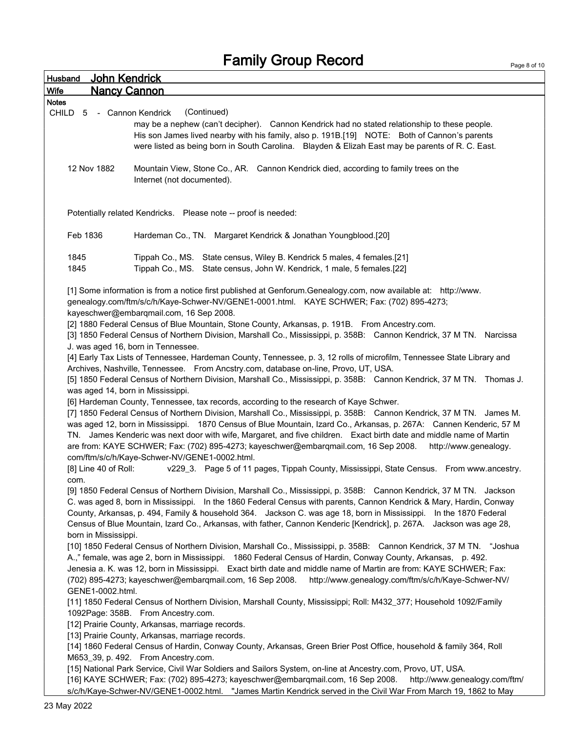# Family Group Record

**Husband** John Kendrick

**Wife** Nancy Cannon

**Notes**

CHILD 5 - Cannon Kendrick (Continued)

may be a nephew (can't decipher). Cannon Kendrick had no stated relationship to these people. His son James lived nearby with his family, also p. 191B.[19] NOTE: Both of Cannon's parents were listed as being born in South Carolina. Blayden & Elizah East may be parents of R. C. East.

12 Nov 1882 — Mountain View, Stone Co., AR. Cannon Kendrick died, according to family trees on the Internet (not documented).

Potentially related Kendricks. Please note -- proof is needed:

Feb 1836 — Hardeman Co., TN. Margaret Kendrick & Jonathan Youngblood.[20]

1845 — Tippah Co., MS. State census, Wiley B. Kendrick 5 males, 4 females.[21]

1845 — Tippah Co., MS. State census, John W. Kendrick, 1 male, 5 females.[22]

[1] Some information is from a notice first published at Genforum.Genealogy.com, now available at: http://www.genealogy.com/ftm/s/c/h/Kaye-Schwer-NV/GENE1-0001.html. KAYE SCHWER; Fax: (702) 895-4273; kayeschwer@embarqmail.com, 16 Sep 2008.

[2] 1880 Federal Census of Blue Mountain, Stone County, Arkansas, p. 191B. From Ancestry.com.

[3] 1850 Federal Census of Northern Division, Marshall Co., Mississippi, p. 358B: Cannon Kendrick, 37 M TN. Narcissa J. was aged 16, born in Tennessee.

[4] Early Tax Lists of Tennessee, Hardeman County, Tennessee, p. 3, 12 rolls of microfilm, Tennessee State Library and Archives, Nashville, Tennessee. From Ancstry.com, database on-line, Provo, UT, USA.

[5] 1850 Federal Census of Northern Division, Marshall Co., Mississippi, p. 358B: Cannon Kendrick, 37 M TN. Thomas J. was aged 14, born in Mississippi.

[6] Hardeman County, Tennessee, tax records, according to the research of Kaye Schwer.

[7] 1850 Federal Census of Northern Division, Marshall Co., Mississippi, p. 358B: Cannon Kendrick, 37 M TN. James M. was aged 12, born in Mississippi. 1870 Census of Blue Mountain, Izard Co., Arkansas, p. 267A: Cannen Kenderic, 57 M TN. James Kenderic was next door with wife, Margaret, and five children. Exact birth date and middle name of Martin are from: KAYE SCHWER; Fax: (702) 895-4273; kayeschwer@embarqmail.com, 16 Sep 2008. http://www.genealogy.com/ftm/s/c/h/Kaye-Schwer-NV/GENE1-0002.html.

[8] Line 40 of Roll: v229_3. Page 5 of 11 pages, Tippah County, Mississippi, State Census. From www.ancestry.com.

[9] 1850 Federal Census of Northern Division, Marshall Co., Mississippi, p. 358B: Cannon Kendrick, 37 M TN. Jackson C. was aged 8, born in Mississippi. In the 1860 Federal Census with parents, Cannon Kendrick & Mary, Hardin, Conway County, Arkansas, p. 494, Family & household 364. Jackson C. was age 18, born in Mississippi. In the 1870 Federal Census of Blue Mountain, Izard Co., Arkansas, with father, Cannon Kenderic [Kendrick], p. 267A. Jackson was age 28, born in Mississippi.

[10] 1850 Federal Census of Northern Division, Marshall Co., Mississippi, p. 358B: Cannon Kendrick, 37 M TN. "Joshua A.," female, was age 2, born in Mississippi. 1860 Federal Census of Hardin, Conway County, Arkansas, p. 492. Jenesia a. K. was 12, born in Mississippi. Exact birth date and middle name of Martin are from: KAYE SCHWER; Fax: (702) 895-4273; kayeschwer@embarqmail.com, 16 Sep 2008. http://www.genealogy.com/ftm/s/c/h/Kaye-Schwer-NV/GENE1-0002.html.

[11] 1850 Federal Census of Northern Division, Marshall County, Mississippi; Roll: M432_377; Household 1092/Family 1092Page: 358B. From Ancestry.com.

[12] Prairie County, Arkansas, marriage records.

[13] Prairie County, Arkansas, marriage records.

[14] 1860 Federal Census of Hardin, Conway County, Arkansas, Green Brier Post Office, household & family 364, Roll M653_39, p. 492. From Ancestry.com.

[15] National Park Service, Civil War Soldiers and Sailors System, on-line at Ancestry.com, Provo, UT, USA.

[16] KAYE SCHWER; Fax: (702) 895-4273; kayeschwer@embarqmail.com, 16 Sep 2008. http://www.genealogy.com/ftm/s/c/h/Kaye-Schwer-NV/GENE1-0002.html. "James Martin Kendrick served in the Civil War From March 19, 1862 to May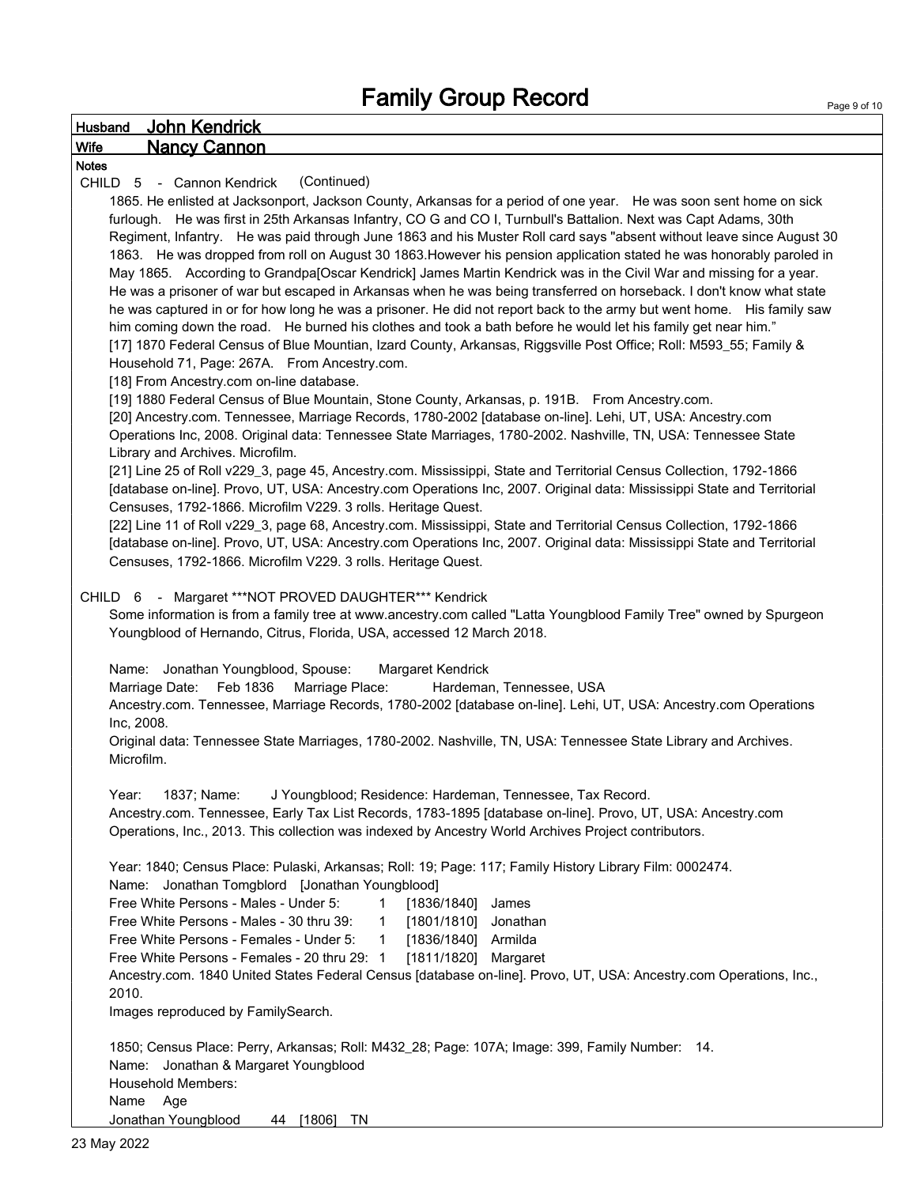# Family Group Record

**Husband** John Kendrick

**Wife** Nancy Cannon

**Notes**

CHILD 5 - Cannon Kendrick (Continued)

1865. He enlisted at Jacksonport, Jackson County, Arkansas for a period of one year. He was soon sent home on sick furlough. He was first in 25th Arkansas Infantry, CO G and CO I, Turnbull's Battalion. Next was Capt Adams, 30th Regiment, Infantry. He was paid through June 1863 and his Muster Roll card says "absent without leave since August 30 1863. He was dropped from roll on August 30 1863.However his pension application stated he was honorably paroled in May 1865. According to Grandpa[Oscar Kendrick] James Martin Kendrick was in the Civil War and missing for a year. He was a prisoner of war but escaped in Arkansas when he was being transferred on horseback. I don't know what state he was captured in or for how long he was a prisoner. He did not report back to the army but went home. His family saw him coming down the road. He burned his clothes and took a bath before he would let his family get near him."

[17] 1870 Federal Census of Blue Mountian, Izard County, Arkansas, Riggsville Post Office; Roll: M593_55; Family & Household 71, Page: 267A. From Ancestry.com.

[18] From Ancestry.com on-line database.

[19] 1880 Federal Census of Blue Mountain, Stone County, Arkansas, p. 191B. From Ancestry.com.

[20] Ancestry.com. Tennessee, Marriage Records, 1780-2002 [database on-line]. Lehi, UT, USA: Ancestry.com Operations Inc, 2008. Original data: Tennessee State Marriages, 1780-2002. Nashville, TN, USA: Tennessee State Library and Archives. Microfilm.

[21] Line 25 of Roll v229_3, page 45, Ancestry.com. Mississippi, State and Territorial Census Collection, 1792-1866 [database on-line]. Provo, UT, USA: Ancestry.com Operations Inc, 2007. Original data: Mississippi State and Territorial Censuses, 1792-1866. Microfilm V229. 3 rolls. Heritage Quest.

[22] Line 11 of Roll v229_3, page 68, Ancestry.com. Mississippi, State and Territorial Census Collection, 1792-1866 [database on-line]. Provo, UT, USA: Ancestry.com Operations Inc, 2007. Original data: Mississippi State and Territorial Censuses, 1792-1866. Microfilm V229. 3 rolls. Heritage Quest.

CHILD 6 - Margaret ***NOT PROVED DAUGHTER*** Kendrick

Some information is from a family tree at www.ancestry.com called "Latta Youngblood Family Tree" owned by Spurgeon Youngblood of Hernando, Citrus, Florida, USA, accessed 12 March 2018.

Name: Jonathan Youngblood, Spouse: Margaret Kendrick
Marriage Date: Feb 1836 Marriage Place: Hardeman, Tennessee, USA
Ancestry.com. Tennessee, Marriage Records, 1780-2002 [database on-line]. Lehi, UT, USA: Ancestry.com Operations Inc, 2008.
Original data: Tennessee State Marriages, 1780-2002. Nashville, TN, USA: Tennessee State Library and Archives. Microfilm.

Year: 1837; Name: J Youngblood; Residence: Hardeman, Tennessee, Tax Record.
Ancestry.com. Tennessee, Early Tax List Records, 1783-1895 [database on-line]. Provo, UT, USA: Ancestry.com Operations, Inc., 2013. This collection was indexed by Ancestry World Archives Project contributors.

Year: 1840; Census Place: Pulaski, Arkansas; Roll: 19; Page: 117; Family History Library Film: 0002474.
Name: Jonathan Tomgblord [Jonathan Youngblood]
Free White Persons - Males - Under 5: 1 [1836/1840] James
Free White Persons - Males - 30 thru 39: 1 [1801/1810] Jonathan
Free White Persons - Females - Under 5: 1 [1836/1840] Armilda
Free White Persons - Females - 20 thru 29: 1 [1811/1820] Margaret
Ancestry.com. 1840 United States Federal Census [database on-line]. Provo, UT, USA: Ancestry.com Operations, Inc., 2010.
Images reproduced by FamilySearch.

1850; Census Place: Perry, Arkansas; Roll: M432_28; Page: 107A; Image: 399, Family Number: 14.
Name: Jonathan & Margaret Youngblood
Household Members:
Name Age
Jonathan Youngblood 44 [1806] TN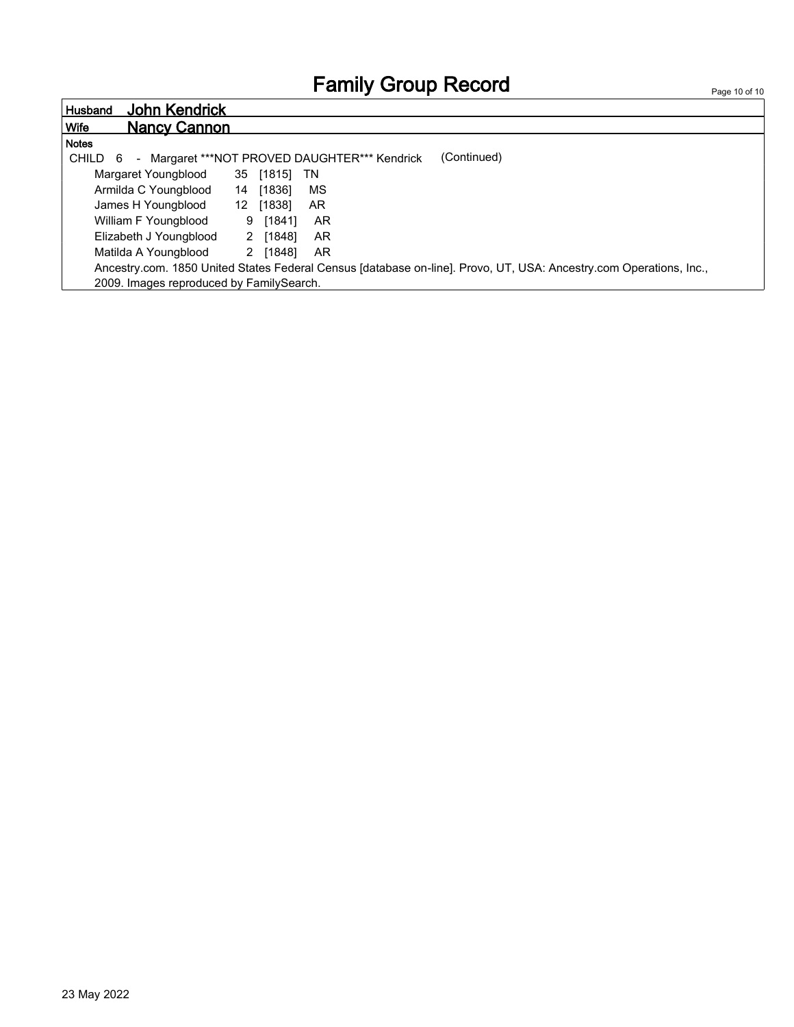# Family Group Record

**Husband** John Kendrick

**Wife** Nancy Cannon

**Notes**

CHILD 6 - Margaret ***NOT PROVED DAUGHTER*** Kendrick (Continued)

| | | | |
|---|---|---|---|
| Margaret Youngblood | 35 | [1815] | TN |
| Armilda C Youngblood | 14 | [1836] | MS |
| James H Youngblood | 12 | [1838] | AR |
| William F Youngblood | 9 | [1841] | AR |
| Elizabeth J Youngblood | 2 | [1848] | AR |
| Matilda A Youngblood | 2 | [1848] | AR |

Ancestry.com. 1850 United States Federal Census [database on-line]. Provo, UT, USA: Ancestry.com Operations, Inc., 2009. Images reproduced by FamilySearch.

23 May 2022